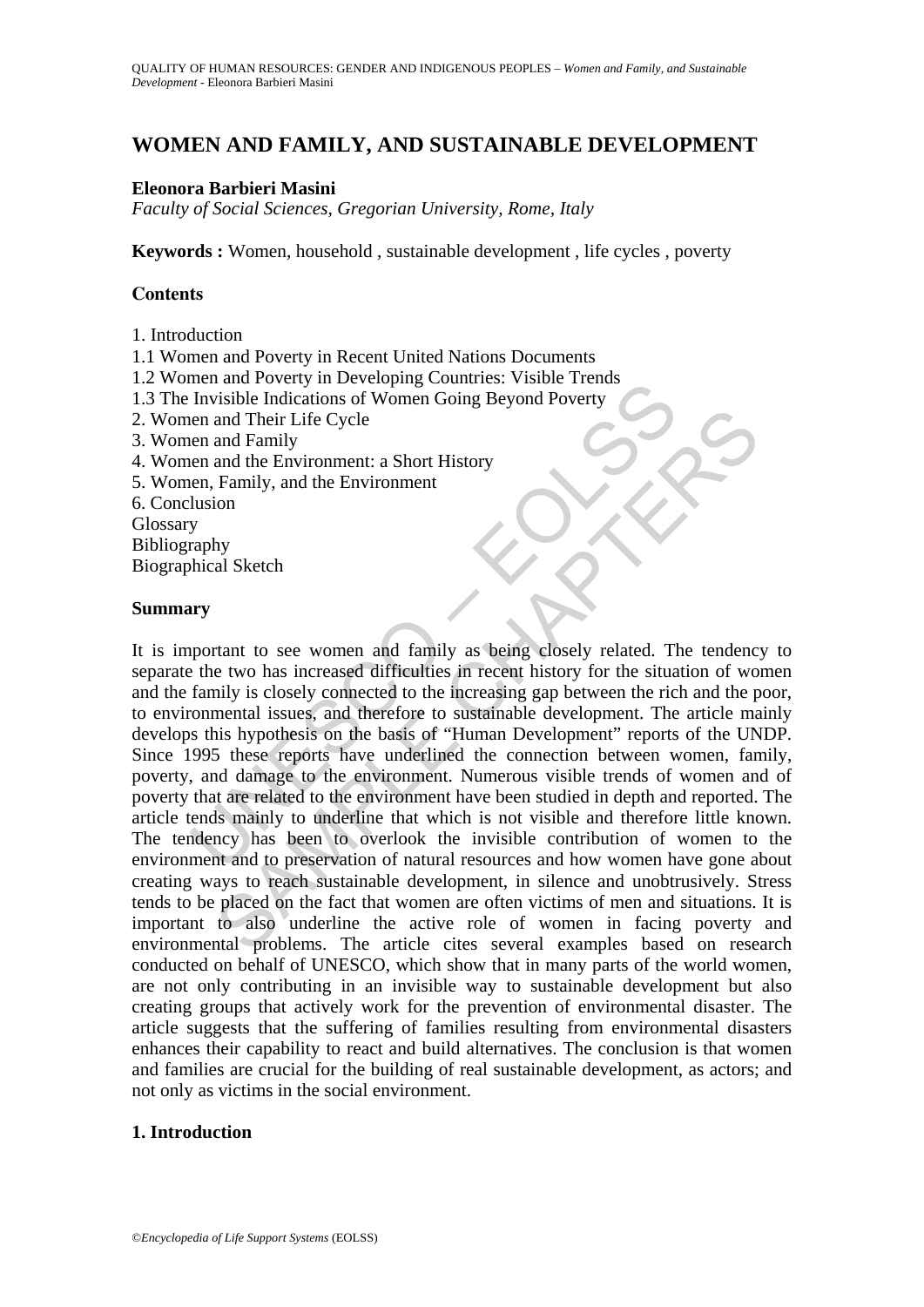# WOMEN AND FAMILY, AND SUSTAINABLE DEVELOPMENT

**Eleonora Barbieri Masini**

*Faculty of Social Sciences, Gregorian University, Rome, Italy*

**Keywords :** Women, household , sustainable development , life cycles , poverty

## Contents

1. Introduction
1.1 Women and Poverty in Recent United Nations Documents
1.2 Women and Poverty in Developing Countries: Visible Trends
1.3 The Invisible Indications of Women Going Beyond Poverty
2. Women and Their Life Cycle
3. Women and Family
4. Women and the Environment: a Short History
5. Women, Family, and the Environment
6. Conclusion
Glossary
Bibliography
Biographical Sketch

## Summary

It is important to see women and family as being closely related. The tendency to separate the two has increased difficulties in recent history for the situation of women and the family is closely connected to the increasing gap between the rich and the poor, to environmental issues, and therefore to sustainable development. The article mainly develops this hypothesis on the basis of "Human Development" reports of the UNDP. Since 1995 these reports have underlined the connection between women, family, poverty, and damage to the environment. Numerous visible trends of women and of poverty that are related to the environment have been studied in depth and reported. The article tends mainly to underline that which is not visible and therefore little known. The tendency has been to overlook the invisible contribution of women to the environment and to preservation of natural resources and how women have gone about creating ways to reach sustainable development, in silence and unobtrusively. Stress tends to be placed on the fact that women are often victims of men and situations. It is important to also underline the active role of women in facing poverty and environmental problems. The article cites several examples based on research conducted on behalf of UNESCO, which show that in many parts of the world women, are not only contributing in an invisible way to sustainable development but also creating groups that actively work for the prevention of environmental disaster. The article suggests that the suffering of families resulting from environmental disasters enhances their capability to react and build alternatives. The conclusion is that women and families are crucial for the building of real sustainable development, as actors; and not only as victims in the social environment.

## 1. Introduction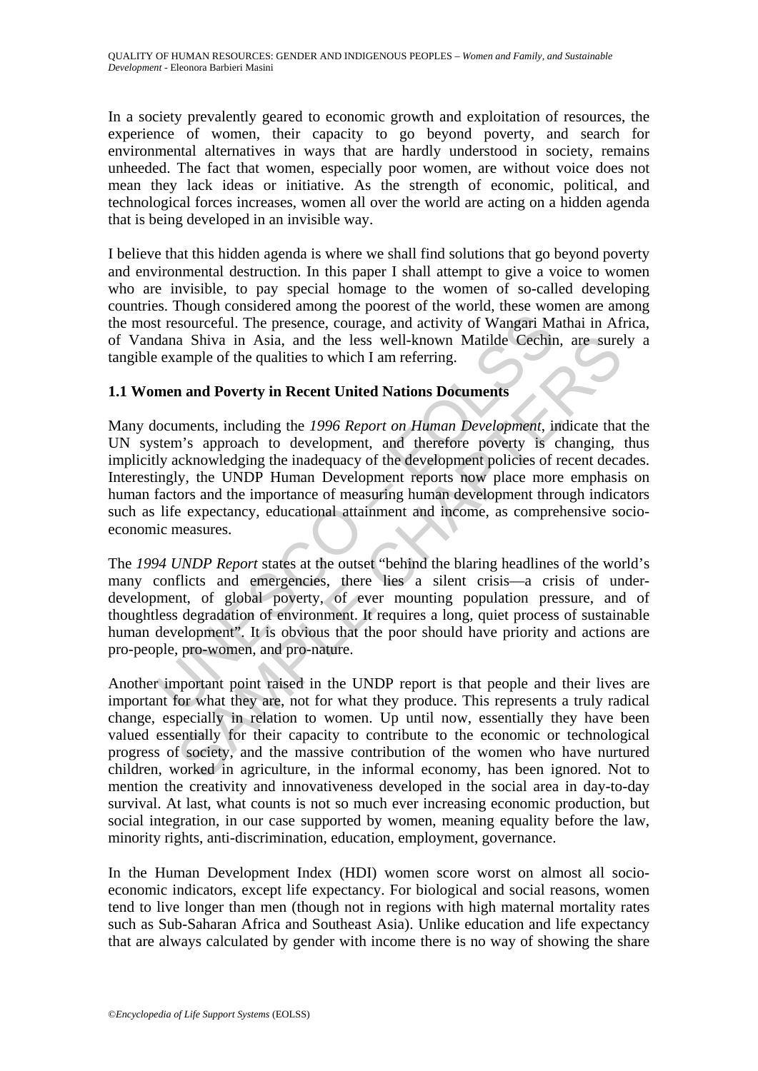In a society prevalently geared to economic growth and exploitation of resources, the experience of women, their capacity to go beyond poverty, and search for environmental alternatives in ways that are hardly understood in society, remains unheeded. The fact that women, especially poor women, are without voice does not mean they lack ideas or initiative. As the strength of economic, political, and technological forces increases, women all over the world are acting on a hidden agenda that is being developed in an invisible way.

I believe that this hidden agenda is where we shall find solutions that go beyond poverty and environmental destruction. In this paper I shall attempt to give a voice to women who are invisible, to pay special homage to the women of so-called developing countries. Though considered among the poorest of the world, these women are among the most resourceful. The presence, courage, and activity of Wangari Mathai in Africa, of Vandana Shiva in Asia, and the less well-known Matilde Cechin, are surely a tangible example of the qualities to which I am referring.

## 1.1 Women and Poverty in Recent United Nations Documents

Many documents, including the *1996 Report on Human Development*, indicate that the UN system's approach to development, and therefore poverty is changing, thus implicitly acknowledging the inadequacy of the development policies of recent decades. Interestingly, the UNDP Human Development reports now place more emphasis on human factors and the importance of measuring human development through indicators such as life expectancy, educational attainment and income, as comprehensive socio-economic measures.

The *1994 UNDP Report* states at the outset "behind the blaring headlines of the world's many conflicts and emergencies, there lies a silent crisis—a crisis of under-development, of global poverty, of ever mounting population pressure, and of thoughtless degradation of environment. It requires a long, quiet process of sustainable human development". It is obvious that the poor should have priority and actions are pro-people, pro-women, and pro-nature.

Another important point raised in the UNDP report is that people and their lives are important for what they are, not for what they produce. This represents a truly radical change, especially in relation to women. Up until now, essentially they have been valued essentially for their capacity to contribute to the economic or technological progress of society, and the massive contribution of the women who have nurtured children, worked in agriculture, in the informal economy, has been ignored. Not to mention the creativity and innovativeness developed in the social area in day-to-day survival. At last, what counts is not so much ever increasing economic production, but social integration, in our case supported by women, meaning equality before the law, minority rights, anti-discrimination, education, employment, governance.

In the Human Development Index (HDI) women score worst on almost all socio-economic indicators, except life expectancy. For biological and social reasons, women tend to live longer than men (though not in regions with high maternal mortality rates such as Sub-Saharan Africa and Southeast Asia). Unlike education and life expectancy that are always calculated by gender with income there is no way of showing the share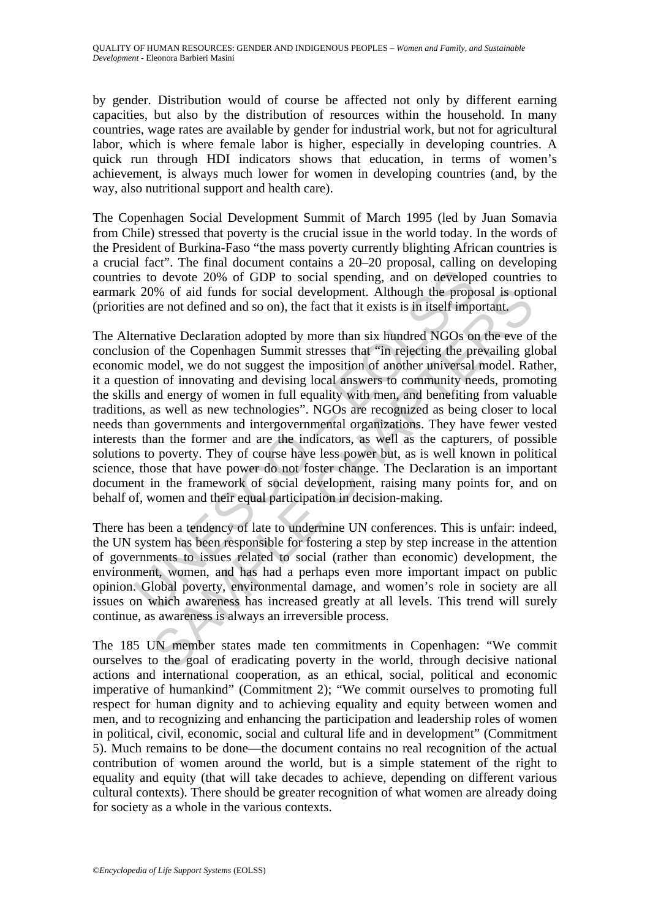by gender. Distribution would of course be affected not only by different earning capacities, but also by the distribution of resources within the household. In many countries, wage rates are available by gender for industrial work, but not for agricultural labor, which is where female labor is higher, especially in developing countries. A quick run through HDI indicators shows that education, in terms of women's achievement, is always much lower for women in developing countries (and, by the way, also nutritional support and health care).

The Copenhagen Social Development Summit of March 1995 (led by Juan Somavia from Chile) stressed that poverty is the crucial issue in the world today. In the words of the President of Burkina-Faso "the mass poverty currently blighting African countries is a crucial fact". The final document contains a 20–20 proposal, calling on developing countries to devote 20% of GDP to social spending, and on developed countries to earmark 20% of aid funds for social development. Although the proposal is optional (priorities are not defined and so on), the fact that it exists is in itself important.

The Alternative Declaration adopted by more than six hundred NGOs on the eve of the conclusion of the Copenhagen Summit stresses that "in rejecting the prevailing global economic model, we do not suggest the imposition of another universal model. Rather, it a question of innovating and devising local answers to community needs, promoting the skills and energy of women in full equality with men, and benefiting from valuable traditions, as well as new technologies". NGOs are recognized as being closer to local needs than governments and intergovernmental organizations. They have fewer vested interests than the former and are the indicators, as well as the capturers, of possible solutions to poverty. They of course have less power but, as is well known in political science, those that have power do not foster change. The Declaration is an important document in the framework of social development, raising many points for, and on behalf of, women and their equal participation in decision-making.

There has been a tendency of late to undermine UN conferences. This is unfair: indeed, the UN system has been responsible for fostering a step by step increase in the attention of governments to issues related to social (rather than economic) development, the environment, women, and has had a perhaps even more important impact on public opinion. Global poverty, environmental damage, and women's role in society are all issues on which awareness has increased greatly at all levels. This trend will surely continue, as awareness is always an irreversible process.

The 185 UN member states made ten commitments in Copenhagen: "We commit ourselves to the goal of eradicating poverty in the world, through decisive national actions and international cooperation, as an ethical, social, political and economic imperative of humankind" (Commitment 2); "We commit ourselves to promoting full respect for human dignity and to achieving equality and equity between women and men, and to recognizing and enhancing the participation and leadership roles of women in political, civil, economic, social and cultural life and in development" (Commitment 5). Much remains to be done—the document contains no real recognition of the actual contribution of women around the world, but is a simple statement of the right to equality and equity (that will take decades to achieve, depending on different various cultural contexts). There should be greater recognition of what women are already doing for society as a whole in the various contexts.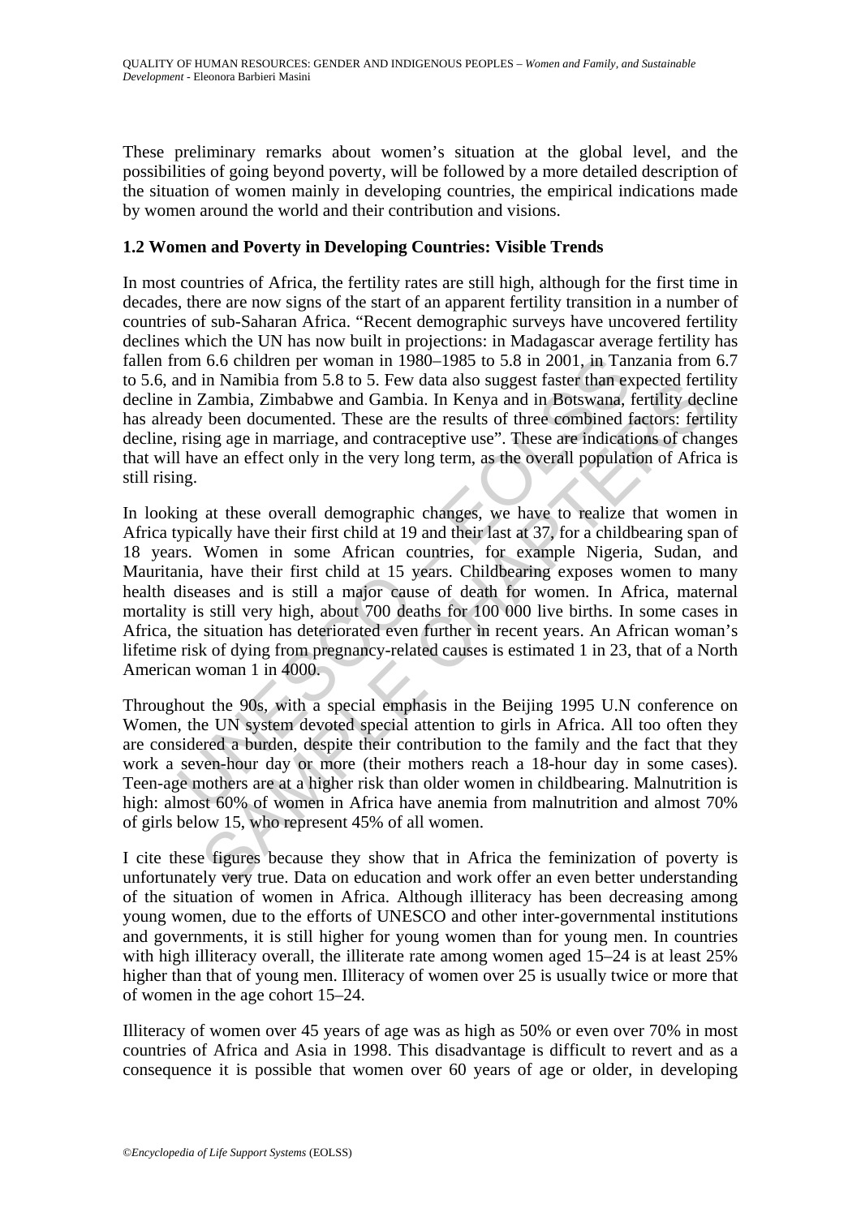These preliminary remarks about women's situation at the global level, and the possibilities of going beyond poverty, will be followed by a more detailed description of the situation of women mainly in developing countries, the empirical indications made by women around the world and their contribution and visions.

### 1.2 Women and Poverty in Developing Countries: Visible Trends

In most countries of Africa, the fertility rates are still high, although for the first time in decades, there are now signs of the start of an apparent fertility transition in a number of countries of sub-Saharan Africa. "Recent demographic surveys have uncovered fertility declines which the UN has now built in projections: in Madagascar average fertility has fallen from 6.6 children per woman in 1980–1985 to 5.8 in 2001, in Tanzania from 6.7 to 5.6, and in Namibia from 5.8 to 5. Few data also suggest faster than expected fertility decline in Zambia, Zimbabwe and Gambia. In Kenya and in Botswana, fertility decline has already been documented. These are the results of three combined factors: fertility decline, rising age in marriage, and contraceptive use". These are indications of changes that will have an effect only in the very long term, as the overall population of Africa is still rising.

In looking at these overall demographic changes, we have to realize that women in Africa typically have their first child at 19 and their last at 37, for a childbearing span of 18 years. Women in some African countries, for example Nigeria, Sudan, and Mauritania, have their first child at 15 years. Childbearing exposes women to many health diseases and is still a major cause of death for women. In Africa, maternal mortality is still very high, about 700 deaths for 100 000 live births. In some cases in Africa, the situation has deteriorated even further in recent years. An African woman's lifetime risk of dying from pregnancy-related causes is estimated 1 in 23, that of a North American woman 1 in 4000.

Throughout the 90s, with a special emphasis in the Beijing 1995 U.N conference on Women, the UN system devoted special attention to girls in Africa. All too often they are considered a burden, despite their contribution to the family and the fact that they work a seven-hour day or more (their mothers reach a 18-hour day in some cases). Teen-age mothers are at a higher risk than older women in childbearing. Malnutrition is high: almost 60% of women in Africa have anemia from malnutrition and almost 70% of girls below 15, who represent 45% of all women.

I cite these figures because they show that in Africa the feminization of poverty is unfortunately very true. Data on education and work offer an even better understanding of the situation of women in Africa. Although illiteracy has been decreasing among young women, due to the efforts of UNESCO and other inter-governmental institutions and governments, it is still higher for young women than for young men. In countries with high illiteracy overall, the illiterate rate among women aged 15–24 is at least 25% higher than that of young men. Illiteracy of women over 25 is usually twice or more that of women in the age cohort 15–24.

Illiteracy of women over 45 years of age was as high as 50% or even over 70% in most countries of Africa and Asia in 1998. This disadvantage is difficult to revert and as a consequence it is possible that women over 60 years of age or older, in developing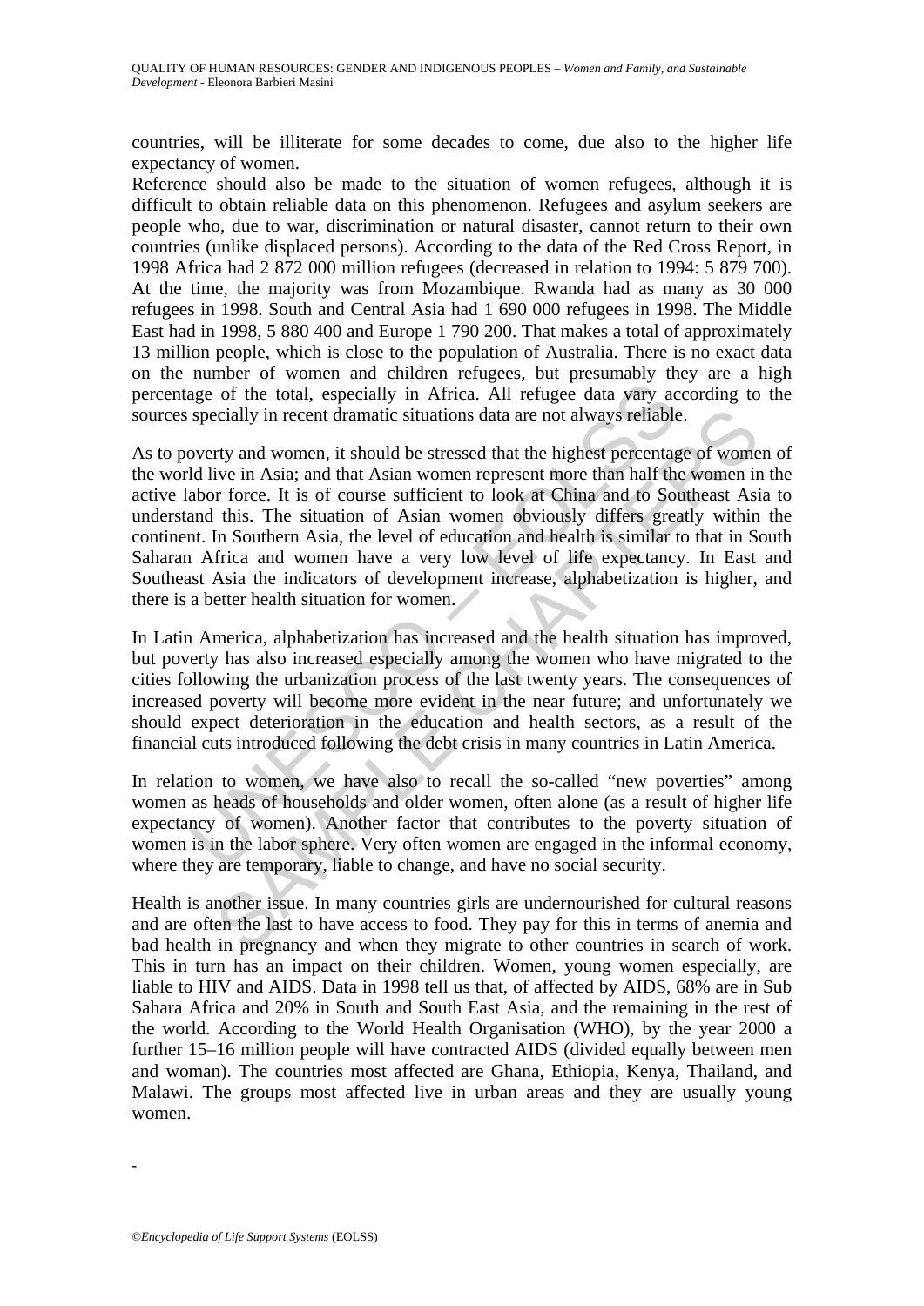countries, will be illiterate for some decades to come, due also to the higher life expectancy of women.

Reference should also be made to the situation of women refugees, although it is difficult to obtain reliable data on this phenomenon. Refugees and asylum seekers are people who, due to war, discrimination or natural disaster, cannot return to their own countries (unlike displaced persons). According to the data of the Red Cross Report, in 1998 Africa had 2 872 000 million refugees (decreased in relation to 1994: 5 879 700). At the time, the majority was from Mozambique. Rwanda had as many as 30 000 refugees in 1998. South and Central Asia had 1 690 000 refugees in 1998. The Middle East had in 1998, 5 880 400 and Europe 1 790 200. That makes a total of approximately 13 million people, which is close to the population of Australia. There is no exact data on the number of women and children refugees, but presumably they are a high percentage of the total, especially in Africa. All refugee data vary according to the sources specially in recent dramatic situations data are not always reliable.

As to poverty and women, it should be stressed that the highest percentage of women of the world live in Asia; and that Asian women represent more than half the women in the active labor force. It is of course sufficient to look at China and to Southeast Asia to understand this. The situation of Asian women obviously differs greatly within the continent. In Southern Asia, the level of education and health is similar to that in South Saharan Africa and women have a very low level of life expectancy. In East and Southeast Asia the indicators of development increase, alphabetization is higher, and there is a better health situation for women.

In Latin America, alphabetization has increased and the health situation has improved, but poverty has also increased especially among the women who have migrated to the cities following the urbanization process of the last twenty years. The consequences of increased poverty will become more evident in the near future; and unfortunately we should expect deterioration in the education and health sectors, as a result of the financial cuts introduced following the debt crisis in many countries in Latin America.

In relation to women, we have also to recall the so-called "new poverties" among women as heads of households and older women, often alone (as a result of higher life expectancy of women). Another factor that contributes to the poverty situation of women is in the labor sphere. Very often women are engaged in the informal economy, where they are temporary, liable to change, and have no social security.

Health is another issue. In many countries girls are undernourished for cultural reasons and are often the last to have access to food. They pay for this in terms of anemia and bad health in pregnancy and when they migrate to other countries in search of work. This in turn has an impact on their children. Women, young women especially, are liable to HIV and AIDS. Data in 1998 tell us that, of affected by AIDS, 68% are in Sub Sahara Africa and 20% in South and South East Asia, and the remaining in the rest of the world. According to the World Health Organisation (WHO), by the year 2000 a further 15–16 million people will have contracted AIDS (divided equally between men and woman). The countries most affected are Ghana, Ethiopia, Kenya, Thailand, and Malawi. The groups most affected live in urban areas and they are usually young women.

-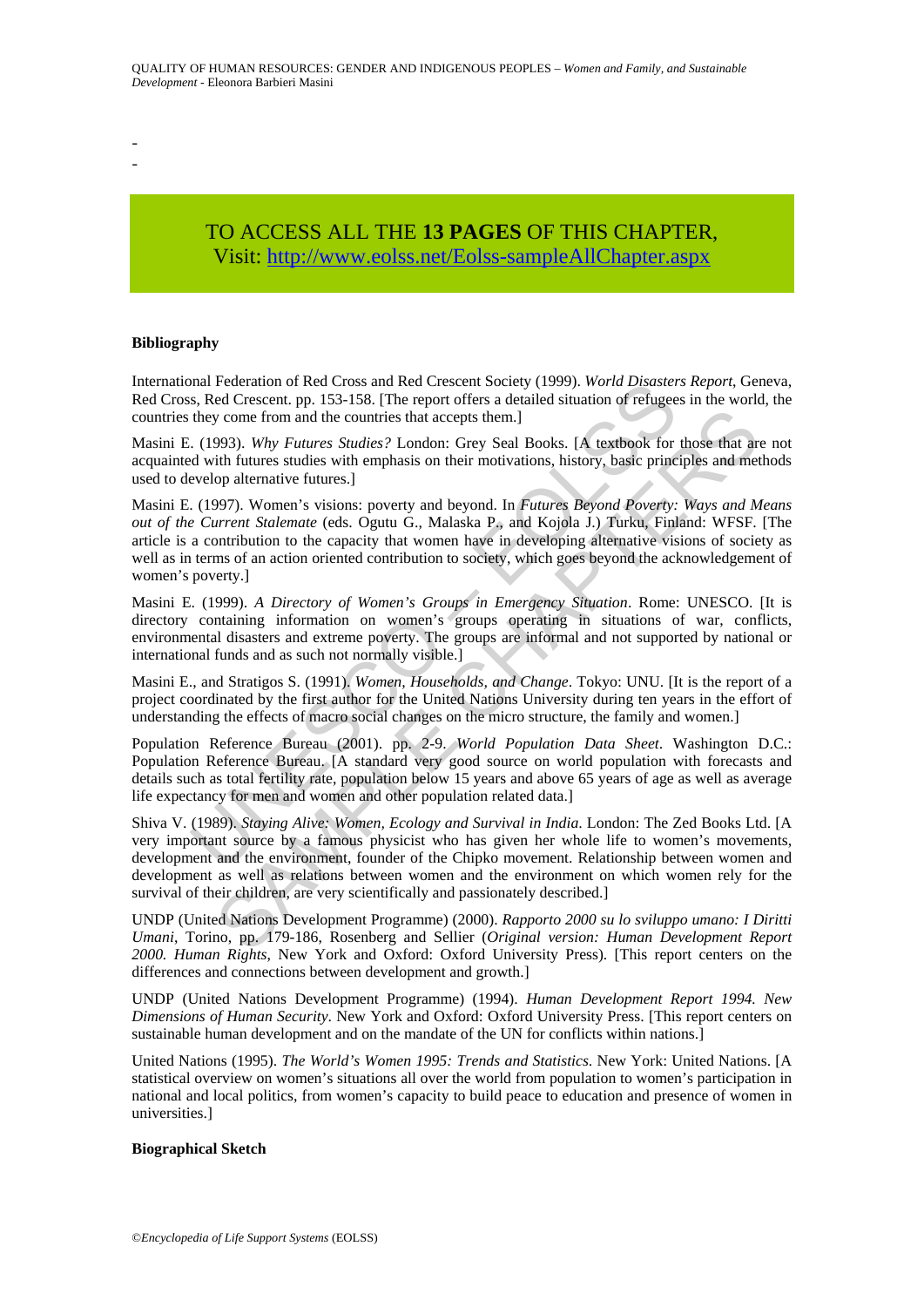-
-

TO ACCESS ALL THE **13 PAGES** OF THIS CHAPTER,
Visit: http://www.eolss.net/Eolss-sampleAllChapter.aspx

**Bibliography**

International Federation of Red Cross and Red Crescent Society (1999). *World Disasters Report*, Geneva, Red Cross, Red Crescent. pp. 153-158. [The report offers a detailed situation of refugees in the world, the countries they come from and the countries that accepts them.]

Masini E. (1993). *Why Futures Studies?* London: Grey Seal Books. [A textbook for those that are not acquainted with futures studies with emphasis on their motivations, history, basic principles and methods used to develop alternative futures.]

Masini E. (1997). Women's visions: poverty and beyond. In *Futures Beyond Poverty: Ways and Means out of the Current Stalemate* (eds. Ogutu G., Malaska P., and Kojola J.) Turku, Finland: WFSF. [The article is a contribution to the capacity that women have in developing alternative visions of society as well as in terms of an action oriented contribution to society, which goes beyond the acknowledgement of women's poverty.]

Masini E. (1999). *A Directory of Women's Groups in Emergency Situation*. Rome: UNESCO. [It is directory containing information on women's groups operating in situations of war, conflicts, environmental disasters and extreme poverty. The groups are informal and not supported by national or international funds and as such not normally visible.]

Masini E., and Stratigos S. (1991). *Women, Households, and Change*. Tokyo: UNU. [It is the report of a project coordinated by the first author for the United Nations University during ten years in the effort of understanding the effects of macro social changes on the micro structure, the family and women.]

Population Reference Bureau (2001). pp. 2-9. *World Population Data Sheet*. Washington D.C.: Population Reference Bureau. [A standard very good source on world population with forecasts and details such as total fertility rate, population below 15 years and above 65 years of age as well as average life expectancy for men and women and other population related data.]

Shiva V. (1989). *Staying Alive: Women, Ecology and Survival in India*. London: The Zed Books Ltd. [A very important source by a famous physicist who has given her whole life to women's movements, development and the environment, founder of the Chipko movement. Relationship between women and development as well as relations between women and the environment on which women rely for the survival of their children, are very scientifically and passionately described.]

UNDP (United Nations Development Programme) (2000). *Rapporto 2000 su lo sviluppo umano: I Diritti Umani*, Torino, pp. 179-186, Rosenberg and Sellier (*Original version: Human Development Report 2000. Human Rights*, New York and Oxford: Oxford University Press). [This report centers on the differences and connections between development and growth.]

UNDP (United Nations Development Programme) (1994). *Human Development Report 1994. New Dimensions of Human Security*. New York and Oxford: Oxford University Press. [This report centers on sustainable human development and on the mandate of the UN for conflicts within nations.]

United Nations (1995). *The World's Women 1995: Trends and Statistics*. New York: United Nations. [A statistical overview on women's situations all over the world from population to women's participation in national and local politics, from women's capacity to build peace to education and presence of women in universities.]

**Biographical Sketch**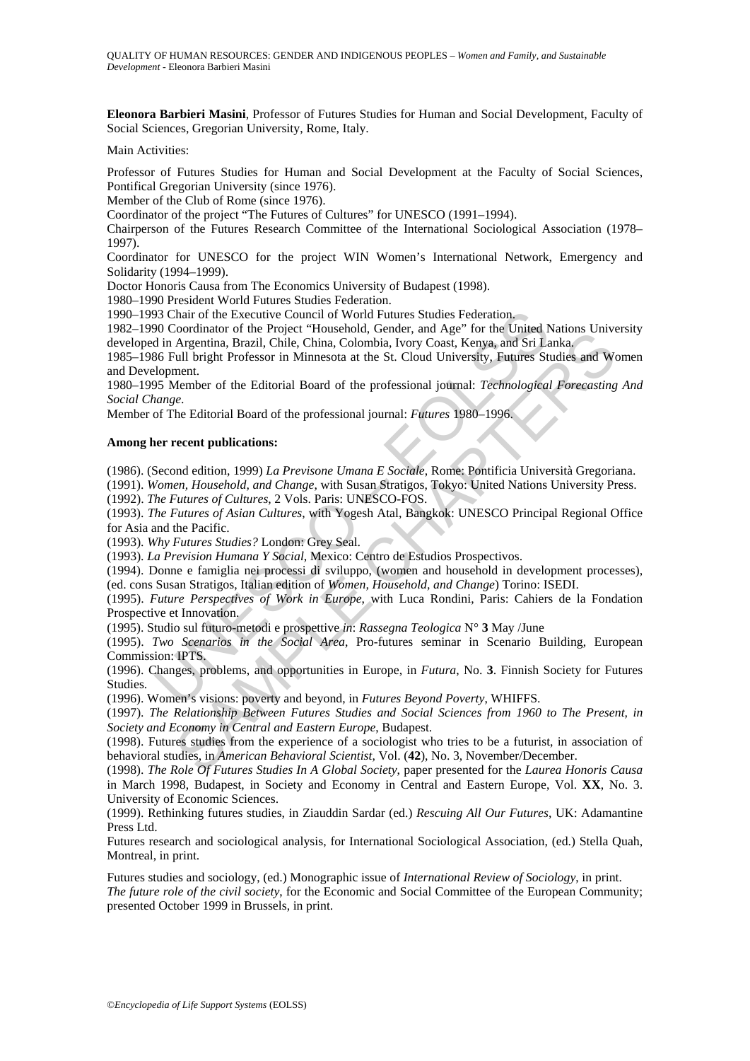**Eleonora Barbieri Masini**, Professor of Futures Studies for Human and Social Development, Faculty of Social Sciences, Gregorian University, Rome, Italy.

Main Activities:

Professor of Futures Studies for Human and Social Development at the Faculty of Social Sciences, Pontifical Gregorian University (since 1976).

Member of the Club of Rome (since 1976).

Coordinator of the project "The Futures of Cultures" for UNESCO (1991–1994).

Chairperson of the Futures Research Committee of the International Sociological Association (1978–1997).

Coordinator for UNESCO for the project WIN Women's International Network, Emergency and Solidarity (1994–1999).

Doctor Honoris Causa from The Economics University of Budapest (1998).

1980–1990 President World Futures Studies Federation.

1990–1993 Chair of the Executive Council of World Futures Studies Federation.

1982–1990 Coordinator of the Project "Household, Gender, and Age" for the United Nations University developed in Argentina, Brazil, Chile, China, Colombia, Ivory Coast, Kenya, and Sri Lanka.

1985–1986 Full bright Professor in Minnesota at the St. Cloud University, Futures Studies and Women and Development.

1980–1995 Member of the Editorial Board of the professional journal: *Technological Forecasting And Social Change*.

Member of The Editorial Board of the professional journal: *Futures* 1980–1996.

**Among her recent publications:**

(1986). (Second edition, 1999) *La Previsone Umana E Sociale*, Rome: Pontificia Università Gregoriana.

(1991). *Women, Household, and Change*, with Susan Stratigos, Tokyo: United Nations University Press.

(1992). *The Futures of Cultures*, 2 Vols. Paris: UNESCO-FOS.

(1993). *The Futures of Asian Cultures*, with Yogesh Atal, Bangkok: UNESCO Principal Regional Office for Asia and the Pacific.

(1993). *Why Futures Studies?* London: Grey Seal.

(1993). *La Prevision Humana Y Social*, Mexico: Centro de Estudios Prospectivos.

(1994). Donne e famiglia nei processi di sviluppo, (women and household in development processes), (ed. cons Susan Stratigos, Italian edition of *Women, Household, and Change*) Torino: ISEDI.

(1995). *Future Perspectives of Work in Europe*, with Luca Rondini, Paris: Cahiers de la Fondation Prospective et Innovation.

(1995). Studio sul futuro-metodi e prospettive *in*: *Rassegna Teologica* N° **3** May /June

(1995). *Two Scenarios in the Social Area*, Pro-futures seminar in Scenario Building, European Commission: IPTS.

(1996). Changes, problems, and opportunities in Europe, in *Futura*, No. **3**. Finnish Society for Futures Studies.

(1996). Women's visions: poverty and beyond, in *Futures Beyond Poverty*, WHIFFS.

(1997). *The Relationship Between Futures Studies and Social Sciences from 1960 to The Present, in Society and Economy in Central and Eastern Europe*, Budapest.

(1998). Futures studies from the experience of a sociologist who tries to be a futurist, in association of behavioral studies, in *American Behavioral Scientist*, Vol. (**42**), No. 3, November/December.

(1998). *The Role Of Futures Studies In A Global Society*, paper presented for the *Laurea Honoris Causa* in March 1998, Budapest, in Society and Economy in Central and Eastern Europe, Vol. **XX**, No. 3. University of Economic Sciences.

(1999). Rethinking futures studies, in Ziauddin Sardar (ed.) *Rescuing All Our Futures*, UK: Adamantine Press Ltd.

Futures research and sociological analysis, for International Sociological Association, (ed.) Stella Quah, Montreal, in print.

Futures studies and sociology, (ed.) Monographic issue of *International Review of Sociology*, in print.

*The future role of the civil society*, for the Economic and Social Committee of the European Community; presented October 1999 in Brussels, in print.